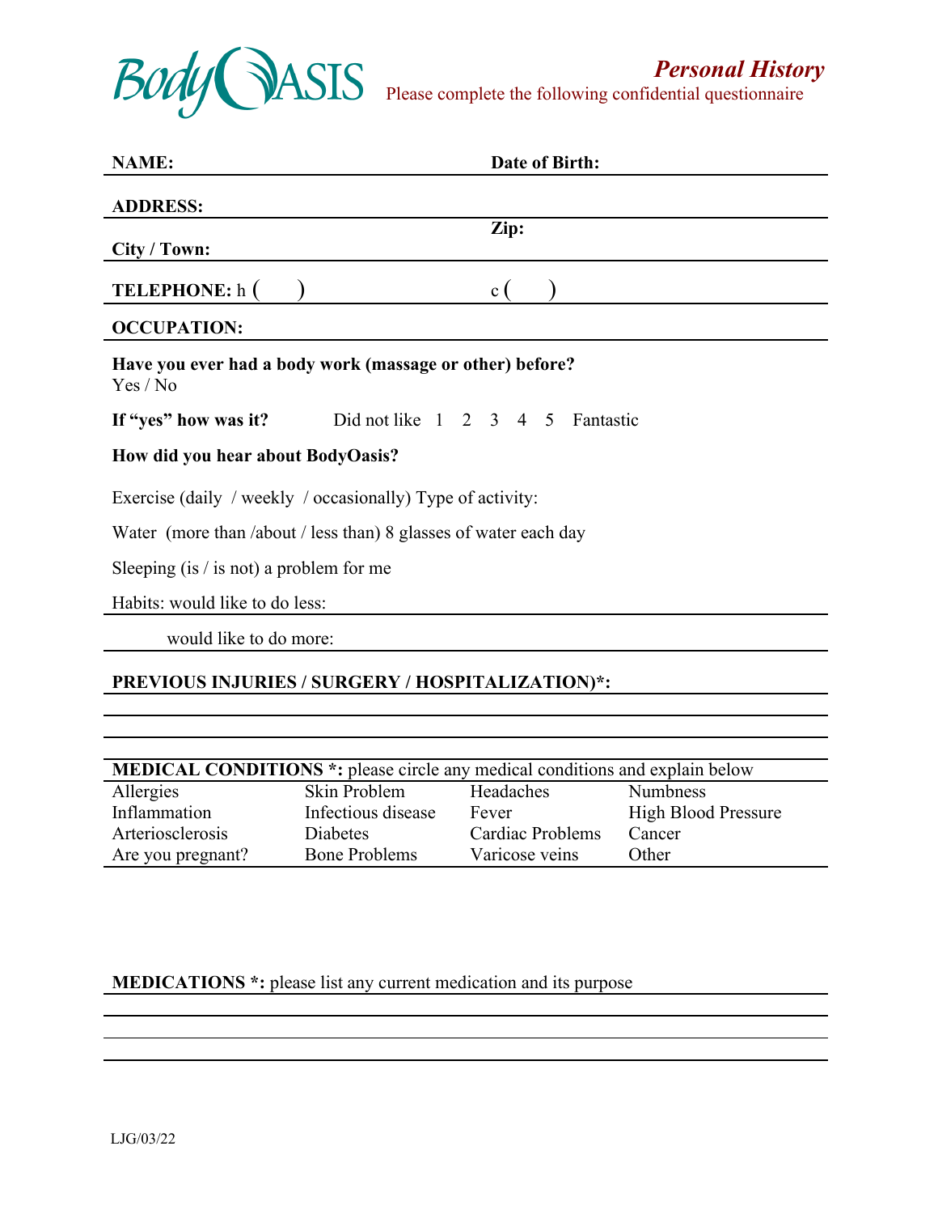BodyOASIS

## *Personal History*

Please complete the following confidential questionnaire

**NAME:** **Date of Birth:**

**ADDRESS:**

**City / Town:** **Zip:**

**TELEPHONE:** h ( ) c ( )

**OCCUPATION:**

**Have you ever had a body work (massage or other) before?**
Yes / No

**If "yes" how was it?** Did not like 1 2 3 4 5 Fantastic

**How did you hear about BodyOasis?**

Exercise (daily / weekly / occasionally) Type of activity:

Water (more than /about / less than) 8 glasses of water each day

Sleeping (is / is not) a problem for me

Habits: would like to do less:

would like to do more:

**PREVIOUS INJURIES / SURGERY / HOSPITALIZATION)*:**

**MEDICAL CONDITIONS *:** please circle any medical conditions and explain below

| | | | |
|---|---|---|---|
| Allergies | Skin Problem | Headaches | Numbness |
| Inflammation | Infectious disease | Fever | High Blood Pressure |
| Arteriosclerosis | Diabetes | Cardiac Problems | Cancer |
| Are you pregnant? | Bone Problems | Varicose veins | Other |

**MEDICATIONS *:** please list any current medication and its purpose

LJG/03/22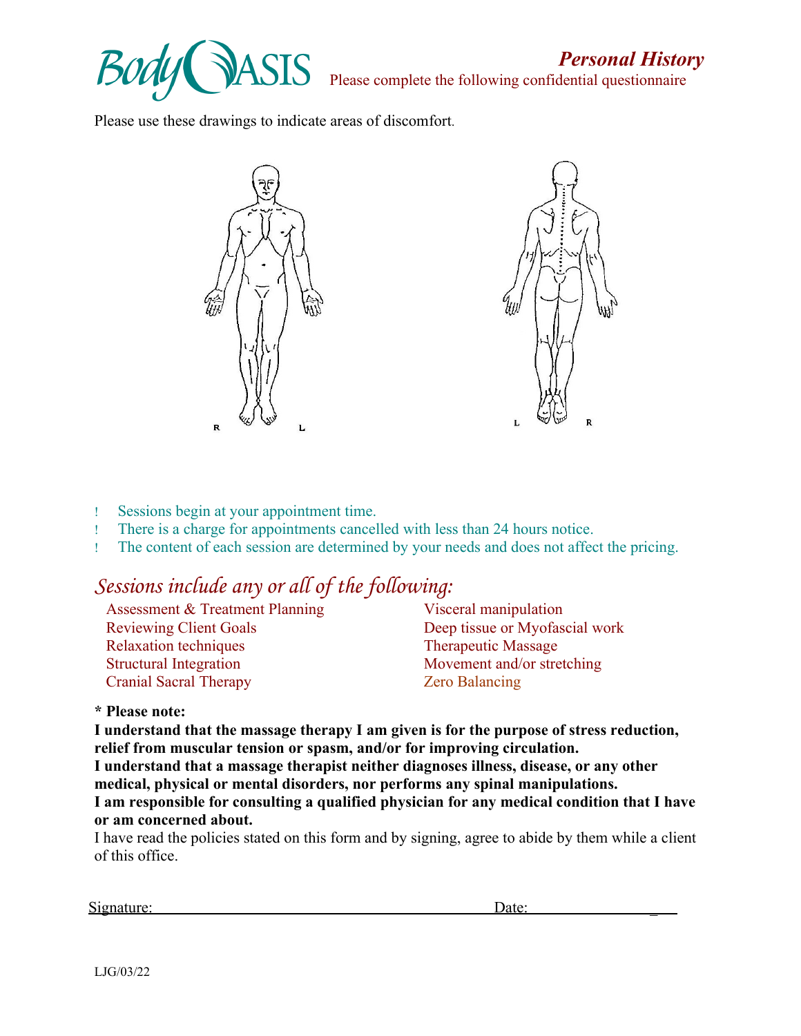# Body Oasis

## *Personal History*

Please complete the following confidential questionnaire

Please use these drawings to indicate areas of discomfort.

R L

L R

- Sessions begin at your appointment time.
- There is a charge for appointments cancelled with less than 24 hours notice.
- The content of each session are determined by your needs and does not affect the pricing.

## *Sessions include any or all of the following:*

| | |
|---|---|
| Assessment & Treatment Planning | Visceral manipulation |
| Reviewing Client Goals | Deep tissue or Myofascial work |
| Relaxation techniques | Therapeutic Massage |
| Structural Integration | Movement and/or stretching |
| Cranial Sacral Therapy | Zero Balancing |

**\* Please note:**

**I understand that the massage therapy I am given is for the purpose of stress reduction, relief from muscular tension or spasm, and/or for improving circulation.**

**I understand that a massage therapist neither diagnoses illness, disease, or any other medical, physical or mental disorders, nor performs any spinal manipulations.**

**I am responsible for consulting a qualified physician for any medical condition that I have or am concerned about.**

I have read the policies stated on this form and by signing, agree to abide by them while a client of this office.

Signature:\_\_\_\_\_\_\_\_\_\_\_\_\_\_\_\_\_\_\_\_\_\_\_\_\_\_\_\_\_\_\_\_\_\_\_\_\_\_\_\_ Date:\_\_\_\_\_\_\_\_\_\_\_\_\_\_\_\_

LJG/03/22